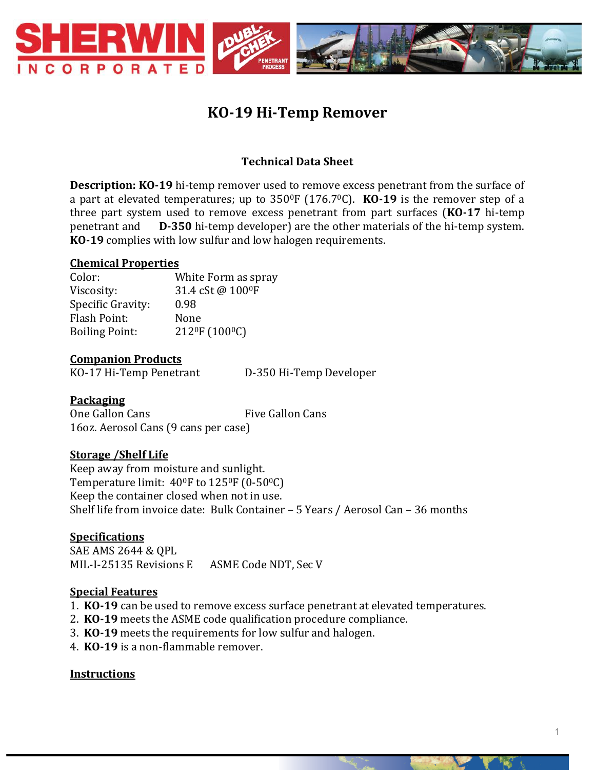# KO-19 Hi-Temp Remover

### Technical Data Sheet

**Description: KO-19** hi-temp remover used to remove excess penetrant from the surface of a part at elevated temperatures; up to 350⁰F (176.7⁰C). **KO-19** is the remover step of a three part system used to remove excess penetrant from part surfaces (**KO-17** hi-temp penetrant and **D-350** hi-temp developer) are the other materials of the hi-temp system. **KO-19** complies with low sulfur and low halogen requirements.

**Chemical Properties**

| | |
|---|---|
| Color: | White Form as spray |
| Viscosity: | 31.4 cSt @ 100⁰F |
| Specific Gravity: | 0.98 |
| Flash Point: | None |
| Boiling Point: | 212⁰F (100⁰C) |

**Companion Products**

KO-17 Hi-Temp Penetrant
D-350 Hi-Temp Developer

**Packaging**

One Gallon Cans
Five Gallon Cans
16oz. Aerosol Cans (9 cans per case)

**Storage /Shelf Life**

Keep away from moisture and sunlight.
Temperature limit: 40⁰F to 125⁰F (0-50⁰C)
Keep the container closed when not in use.
Shelf life from invoice date: Bulk Container – 5 Years / Aerosol Can – 36 months

**Specifications**

SAE AMS 2644 & QPL
MIL-I-25135 Revisions E
ASME Code NDT, Sec V

**Special Features**

1. **KO-19** can be used to remove excess surface penetrant at elevated temperatures.
2. **KO-19** meets the ASME code qualification procedure compliance.
3. **KO-19** meets the requirements for low sulfur and halogen.
4. **KO-19** is a non-flammable remover.

**Instructions**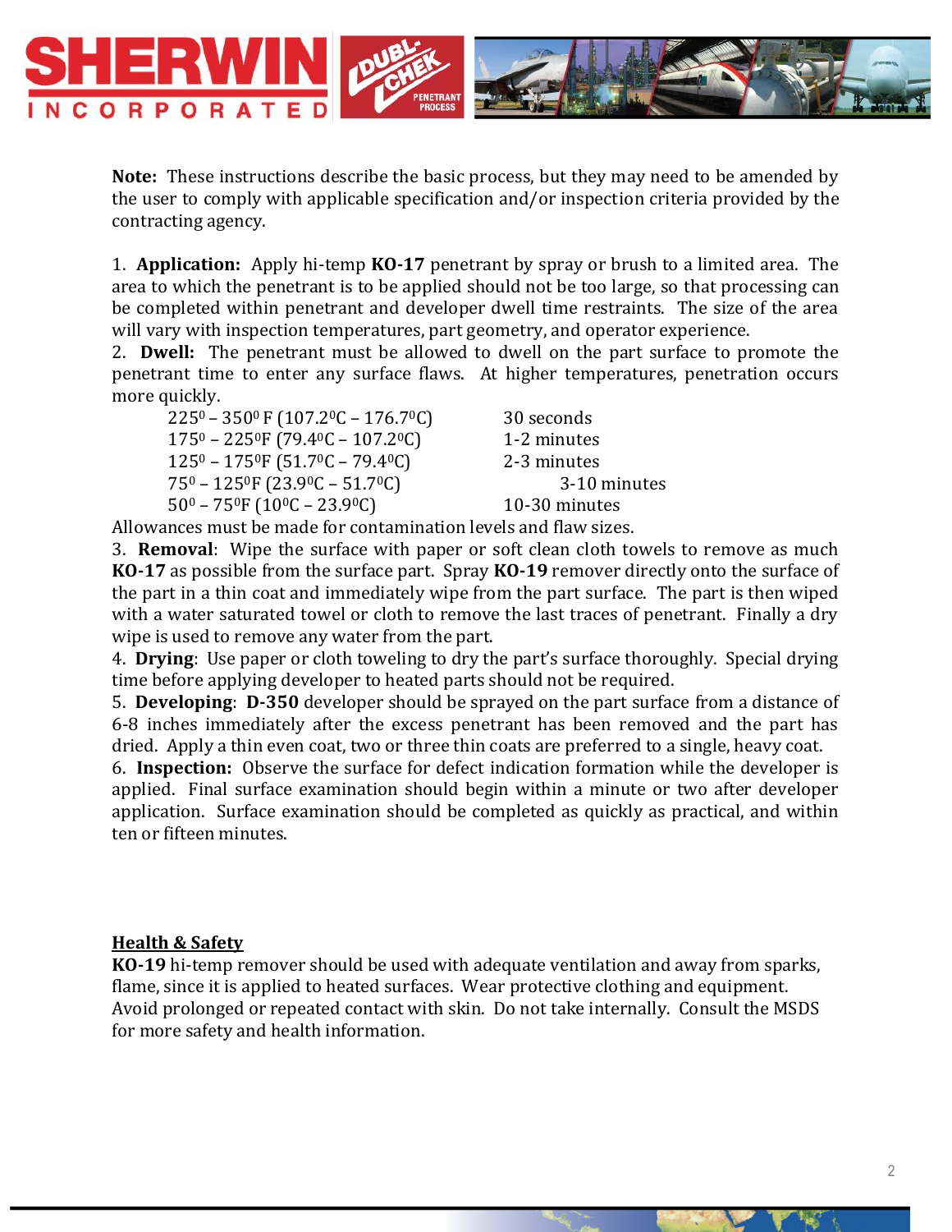**Note:** These instructions describe the basic process, but they may need to be amended by the user to comply with applicable specification and/or inspection criteria provided by the contracting agency.

1. **Application:** Apply hi-temp **KO-17** penetrant by spray or brush to a limited area. The area to which the penetrant is to be applied should not be too large, so that processing can be completed within penetrant and developer dwell time restraints. The size of the area will vary with inspection temperatures, part geometry, and operator experience.

2. **Dwell:** The penetrant must be allowed to dwell on the part surface to promote the penetrant time to enter any surface flaws. At higher temperatures, penetration occurs more quickly.

| | |
|---|---|
| $225^0 – 350^0$ F ($107.2^0$C – $176.7^0$C) | 30 seconds |
| $175^0 – 225^0$F ($79.4^0$C – $107.2^0$C) | 1-2 minutes |
| $125^0 – 175^0$F ($51.7^0$C – $79.4^0$C) | 2-3 minutes |
| $75^0 – 125^0$F ($23.9^0$C – $51.7^0$C) | 3-10 minutes |
| $50^0 – 75^0$F ($10^0$C – $23.9^0$C) | 10-30 minutes |

Allowances must be made for contamination levels and flaw sizes.

3. **Removal**: Wipe the surface with paper or soft clean cloth towels to remove as much **KO-17** as possible from the surface part. Spray **KO-19** remover directly onto the surface of the part in a thin coat and immediately wipe from the part surface. The part is then wiped with a water saturated towel or cloth to remove the last traces of penetrant. Finally a dry wipe is used to remove any water from the part.

4. **Drying**: Use paper or cloth toweling to dry the part's surface thoroughly. Special drying time before applying developer to heated parts should not be required.

5. **Developing**: **D-350** developer should be sprayed on the part surface from a distance of 6-8 inches immediately after the excess penetrant has been removed and the part has dried. Apply a thin even coat, two or three thin coats are preferred to a single, heavy coat.

6. **Inspection:** Observe the surface for defect indication formation while the developer is applied. Final surface examination should begin within a minute or two after developer application. Surface examination should be completed as quickly as practical, and within ten or fifteen minutes.

## Health & Safety

**KO-19** hi-temp remover should be used with adequate ventilation and away from sparks, flame, since it is applied to heated surfaces. Wear protective clothing and equipment. Avoid prolonged or repeated contact with skin. Do not take internally. Consult the MSDS for more safety and health information.